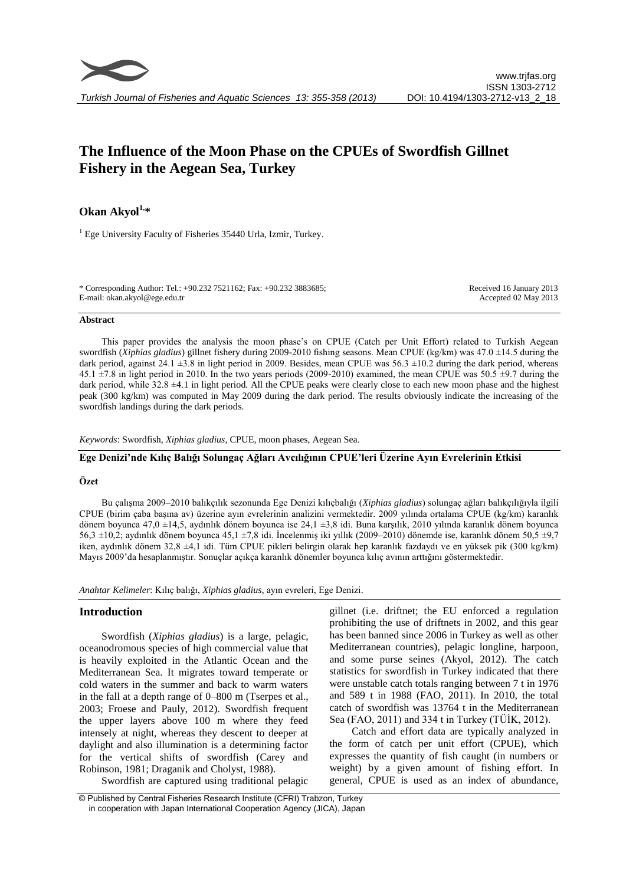# The Influence of the Moon Phase on the CPUEs of Swordfish Gillnet Fishery in the Aegean Sea, Turkey

**Okan Akyol**[1,*]

[1] Ege University Faculty of Fisheries 35440 Urla, Izmir, Turkey.

\* Corresponding Author: Tel.: +90.232 7521162; Fax: +90.232 3883685;
E-mail: okan.akyol@ege.edu.tr

Received 16 January 2013
Accepted 02 May 2013

## Abstract

This paper provides the analysis the moon phase's on CPUE (Catch per Unit Effort) related to Turkish Aegean swordfish (*Xiphias gladius*) gillnet fishery during 2009-2010 fishing seasons. Mean CPUE (kg/km) was 47.0 ±14.5 during the dark period, against 24.1 ±3.8 in light period in 2009. Besides, mean CPUE was 56.3 ±10.2 during the dark period, whereas 45.1 ±7.8 in light period in 2010. In the two years periods (2009-2010) examined, the mean CPUE was 50.5 ±9.7 during the dark period, while 32.8 ±4.1 in light period. All the CPUE peaks were clearly close to each new moon phase and the highest peak (300 kg/km) was computed in May 2009 during the dark period. The results obviously indicate the increasing of the swordfish landings during the dark periods.

*Keywords*: Swordfish, *Xiphias gladius*, CPUE, moon phases, Aegean Sea.

## Ege Denizi'nde Kılıç Balığı Solungaç Ağları Avcılığının CPUE'leri Üzerine Ayın Evrelerinin Etkisi

### Özet

Bu çalışma 2009–2010 balıkçılık sezonunda Ege Denizi kılıçbalığı (*Xiphias gladius*) solungaç ağları balıkçılığıyla ilgili CPUE (birim çaba başına av) üzerine ayın evrelerinin analizini vermektedir. 2009 yılında ortalama CPUE (kg/km) karanlık dönem boyunca 47,0 ±14,5, aydınlık dönem boyunca ise 24,1 ±3,8 idi. Buna karşılık, 2010 yılında karanlık dönem boyunca 56,3 ±10,2; aydınlık dönem boyunca 45,1 ±7,8 idi. İncelenmiş iki yıllık (2009–2010) dönemde ise, karanlık dönem 50,5 ±9,7 iken, aydınlık dönem 32,8 ±4,1 idi. Tüm CPUE pikleri belirgin olarak hep karanlık fazdaydı ve en yüksek pik (300 kg/km) Mayıs 2009'da hesaplanmıştır. Sonuçlar açıkça karanlık dönemler boyunca kılıç avının arttığını göstermektedir.

*Anahtar Kelimeler*: Kılıç balığı, *Xiphias gladius*, ayın evreleri, Ege Denizi.

## Introduction

Swordfish (*Xiphias gladius*) is a large, pelagic, oceanodromous species of high commercial value that is heavily exploited in the Atlantic Ocean and the Mediterranean Sea. It migrates toward temperate or cold waters in the summer and back to warm waters in the fall at a depth range of 0–800 m (Tserpes et al., 2003; Froese and Pauly, 2012). Swordfish frequent the upper layers above 100 m where they feed intensely at night, whereas they descent to deeper at daylight and also illumination is a determining factor for the vertical shifts of swordfish (Carey and Robinson, 1981; Draganik and Cholyst, 1988).

Swordfish are captured using traditional pelagic gillnet (i.e. driftnet; the EU enforced a regulation prohibiting the use of driftnets in 2002, and this gear has been banned since 2006 in Turkey as well as other Mediterranean countries), pelagic longline, harpoon, and some purse seines (Akyol, 2012). The catch statistics for swordfish in Turkey indicated that there were unstable catch totals ranging between 7 t in 1976 and 589 t in 1988 (FAO, 2011). In 2010, the total catch of swordfish was 13764 t in the Mediterranean Sea (FAO, 2011) and 334 t in Turkey (TÜİK, 2012).

Catch and effort data are typically analyzed in the form of catch per unit effort (CPUE), which expresses the quantity of fish caught (in numbers or weight) by a given amount of fishing effort. In general, CPUE is used as an index of abundance,

© Published by Central Fisheries Research Institute (CFRI) Trabzon, Turkey in cooperation with Japan International Cooperation Agency (JICA), Japan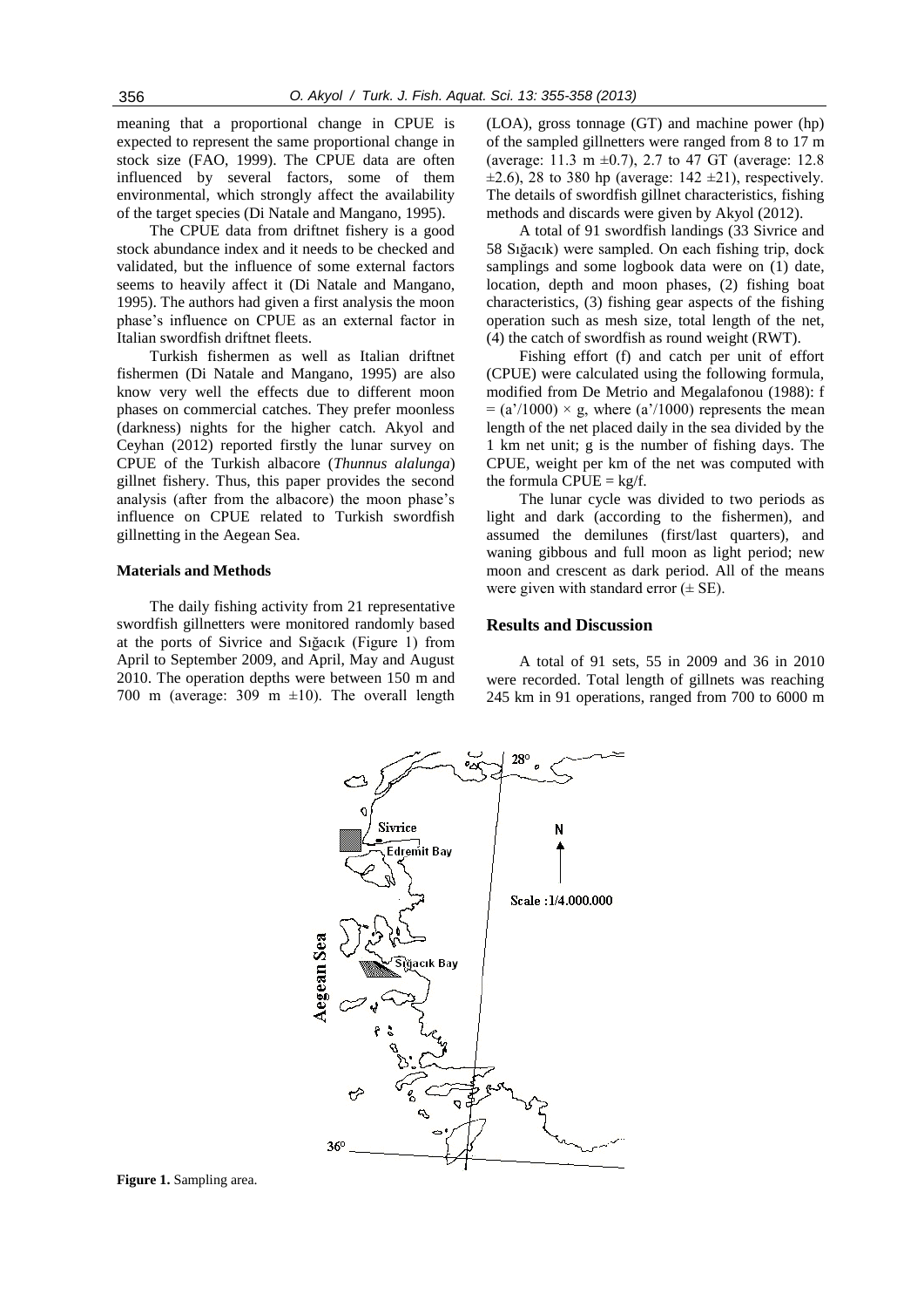meaning that a proportional change in CPUE is expected to represent the same proportional change in stock size (FAO, 1999). The CPUE data are often influenced by several factors, some of them environmental, which strongly affect the availability of the target species (Di Natale and Mangano, 1995).

The CPUE data from driftnet fishery is a good stock abundance index and it needs to be checked and validated, but the influence of some external factors seems to heavily affect it (Di Natale and Mangano, 1995). The authors had given a first analysis the moon phase's influence on CPUE as an external factor in Italian swordfish driftnet fleets.

Turkish fishermen as well as Italian driftnet fishermen (Di Natale and Mangano, 1995) are also know very well the effects due to different moon phases on commercial catches. They prefer moonless (darkness) nights for the higher catch. Akyol and Ceyhan (2012) reported firstly the lunar survey on CPUE of the Turkish albacore (*Thunnus alalunga*) gillnet fishery. Thus, this paper provides the second analysis (after from the albacore) the moon phase's influence on CPUE related to Turkish swordfish gillnetting in the Aegean Sea.

## Materials and Methods

The daily fishing activity from 21 representative swordfish gillnetters were monitored randomly based at the ports of Sivrice and Sığacık (Figure 1) from April to September 2009, and April, May and August 2010. The operation depths were between 150 m and 700 m (average: 309 m ±10). The overall length (LOA), gross tonnage (GT) and machine power (hp) of the sampled gillnetters were ranged from 8 to 17 m (average: 11.3 m ±0.7), 2.7 to 47 GT (average: 12.8 ±2.6), 28 to 380 hp (average: 142 ±21), respectively. The details of swordfish gillnet characteristics, fishing methods and discards were given by Akyol (2012).

A total of 91 swordfish landings (33 Sivrice and 58 Sığacık) were sampled. On each fishing trip, dock samplings and some logbook data were on (1) date, location, depth and moon phases, (2) fishing boat characteristics, (3) fishing gear aspects of the fishing operation such as mesh size, total length of the net, (4) the catch of swordfish as round weight (RWT).

Fishing effort (f) and catch per unit of effort (CPUE) were calculated using the following formula, modified from De Metrio and Megalafonou (1988): $f = (a'/1000) \times g$, where $(a'/1000)$ represents the mean length of the net placed daily in the sea divided by the 1 km net unit; g is the number of fishing days. The CPUE, weight per km of the net was computed with the formula $CPUE = kg/f$.

The lunar cycle was divided to two periods as light and dark (according to the fishermen), and assumed the demilunes (first/last quarters), and waning gibbous and full moon as light period; new moon and crescent as dark period. All of the means were given with standard error (± SE).

## Results and Discussion

A total of 91 sets, 55 in 2009 and 36 in 2010 were recorded. Total length of gillnets was reaching 245 km in 91 operations, ranged from 700 to 6000 m

**Figure 1.** Sampling area.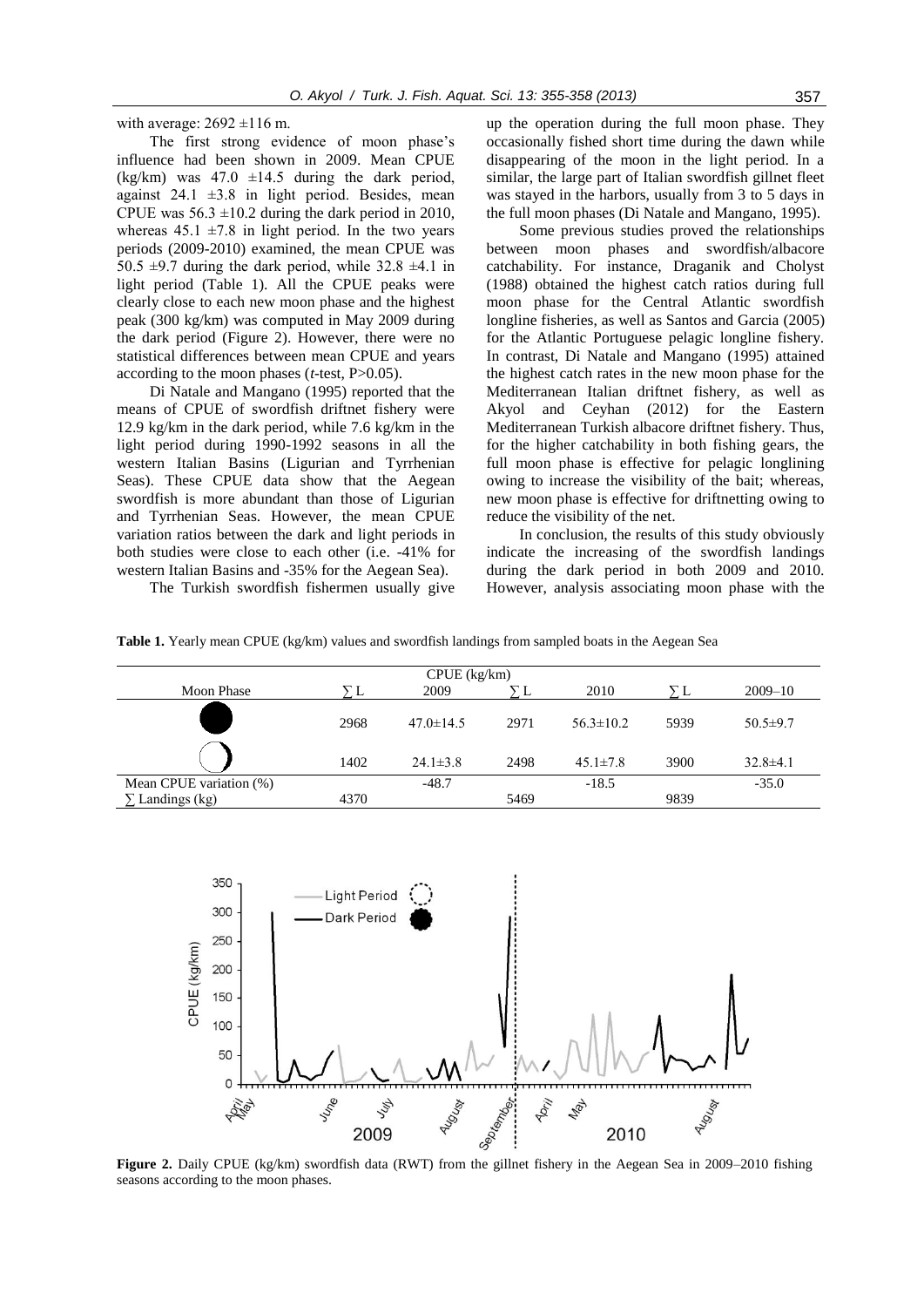with average: 2692 ±116 m.

The first strong evidence of moon phase's influence had been shown in 2009. Mean CPUE (kg/km) was 47.0 ±14.5 during the dark period, against 24.1 ±3.8 in light period. Besides, mean CPUE was 56.3 ±10.2 during the dark period in 2010, whereas 45.1 ±7.8 in light period. In the two years periods (2009-2010) examined, the mean CPUE was 50.5 ±9.7 during the dark period, while 32.8 ±4.1 in light period (Table 1). All the CPUE peaks were clearly close to each new moon phase and the highest peak (300 kg/km) was computed in May 2009 during the dark period (Figure 2). However, there were no statistical differences between mean CPUE and years according to the moon phases (*t*-test, $P>0.05$).

Di Natale and Mangano (1995) reported that the means of CPUE of swordfish driftnet fishery were 12.9 kg/km in the dark period, while 7.6 kg/km in the light period during 1990-1992 seasons in all the western Italian Basins (Ligurian and Tyrrhenian Seas). These CPUE data show that the Aegean swordfish is more abundant than those of Ligurian and Tyrrhenian Seas. However, the mean CPUE variation ratios between the dark and light periods in both studies were close to each other (i.e. -41% for western Italian Basins and -35% for the Aegean Sea).

The Turkish swordfish fishermen usually give up the operation during the full moon phase. They occasionally fished short time during the dawn while disappearing of the moon in the light period. In a similar, the large part of Italian swordfish gillnet fleet was stayed in the harbors, usually from 3 to 5 days in the full moon phases (Di Natale and Mangano, 1995).

Some previous studies proved the relationships between moon phases and swordfish/albacore catchability. For instance, Draganik and Cholyst (1988) obtained the highest catch ratios during full moon phase for the Central Atlantic swordfish longline fisheries, as well as Santos and Garcia (2005) for the Atlantic Portuguese pelagic longline fishery. In contrast, Di Natale and Mangano (1995) attained the highest catch rates in the new moon phase for the Mediterranean Italian driftnet fishery, as well as Akyol and Ceyhan (2012) for the Eastern Mediterranean Turkish albacore driftnet fishery. Thus, for the higher catchability in both fishing gears, the full moon phase is effective for pelagic longlining owing to increase the visibility of the bait; whereas, new moon phase is effective for driftnetting owing to reduce the visibility of the net.

In conclusion, the results of this study obviously indicate the increasing of the swordfish landings during the dark period in both 2009 and 2010. However, analysis associating moon phase with the

**Table 1.** Yearly mean CPUE (kg/km) values and swordfish landings from sampled boats in the Aegean Sea

| Moon Phase | ∑ L | 2009 | ∑ L | 2010 | ∑ L | 2009–10 |
|---|---|---|---|---|---|---|
| | | CPUE (kg/km) | | | | |
| ● (dark) | 2968 | 47.0±14.5 | 2971 | 56.3±10.2 | 5939 | 50.5±9.7 |
| ◑ (light) | 1402 | 24.1±3.8 | 2498 | 45.1±7.8 | 3900 | 32.8±4.1 |
| Mean CPUE variation (%) | | -48.7 | | -18.5 | | -35.0 |
| ∑ Landings (kg) | 4370 | | 5469 | | 9839 | |

**Figure 2.** Daily CPUE (kg/km) swordfish data (RWT) from the gillnet fishery in the Aegean Sea in 2009–2010 fishing seasons according to the moon phases.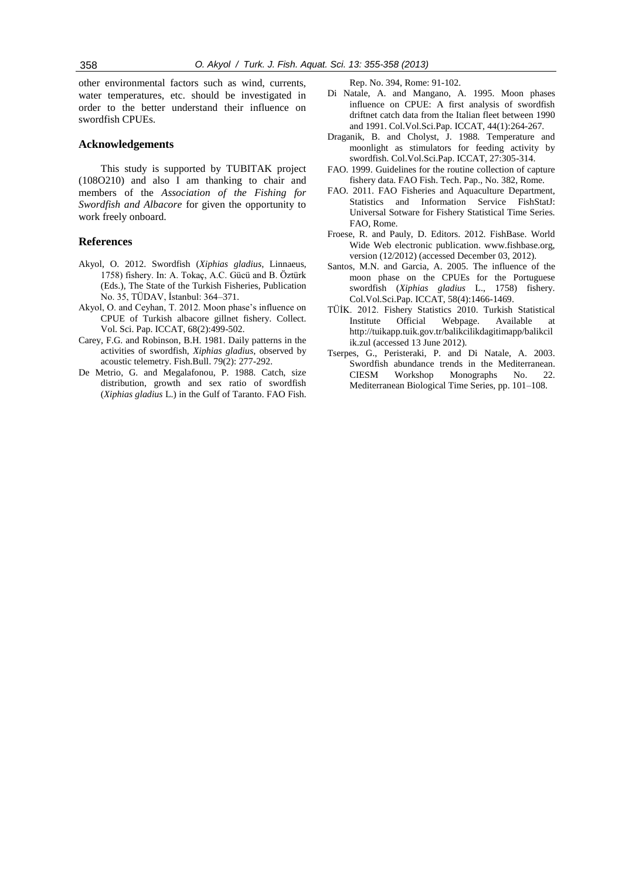other environmental factors such as wind, currents, water temperatures, etc. should be investigated in order to the better understand their influence on swordfish CPUEs.

## Acknowledgements

This study is supported by TUBITAK project (108O210) and also I am thanking to chair and members of the *Association of the Fishing for Swordfish and Albacore* for given the opportunity to work freely onboard.

## References

Akyol, O. 2012. Swordfish (*Xiphias gladius*, Linnaeus, 1758) fishery. In: A. Tokaç, A.C. Gücü and B. Öztürk (Eds.), The State of the Turkish Fisheries, Publication No. 35, TÜDAV, İstanbul: 364–371.

Akyol, O. and Ceyhan, T. 2012. Moon phase's influence on CPUE of Turkish albacore gillnet fishery. Collect. Vol. Sci. Pap. ICCAT, 68(2):499-502.

Carey, F.G. and Robinson, B.H. 1981. Daily patterns in the activities of swordfish, *Xiphias gladius*, observed by acoustic telemetry. Fish.Bull. 79(2): 277-292.

De Metrio, G. and Megalafonou, P. 1988. Catch, size distribution, growth and sex ratio of swordfish (*Xiphias gladius* L.) in the Gulf of Taranto. FAO Fish. Rep. No. 394, Rome: 91-102.

Di Natale, A. and Mangano, A. 1995. Moon phases influence on CPUE: A first analysis of swordfish driftnet catch data from the Italian fleet between 1990 and 1991. Col.Vol.Sci.Pap. ICCAT, 44(1):264-267.

Draganik, B. and Cholyst, J. 1988. Temperature and moonlight as stimulators for feeding activity by swordfish. Col.Vol.Sci.Pap. ICCAT, 27:305-314.

FAO. 1999. Guidelines for the routine collection of capture fishery data. FAO Fish. Tech. Pap., No. 382, Rome.

FAO. 2011. FAO Fisheries and Aquaculture Department, Statistics and Information Service FishStatJ: Universal Sotware for Fishery Statistical Time Series. FAO, Rome.

Froese, R. and Pauly, D. Editors. 2012. FishBase. World Wide Web electronic publication. www.fishbase.org, version (12/2012) (accessed December 03, 2012).

Santos, M.N. and Garcia, A. 2005. The influence of the moon phase on the CPUEs for the Portuguese swordfish (*Xiphias gladius* L., 1758) fishery. Col.Vol.Sci.Pap. ICCAT, 58(4):1466-1469.

TÜİK. 2012. Fishery Statistics 2010. Turkish Statistical Institute Official Webpage. Available at http://tuikapp.tuik.gov.tr/balikcilikdagitimapp/balikcilik.zul (accessed 13 June 2012).

Tserpes, G., Peristeraki, P. and Di Natale, A. 2003. Swordfish abundance trends in the Mediterranean. CIESM Workshop Monographs No. 22. Mediterranean Biological Time Series, pp. 101–108.